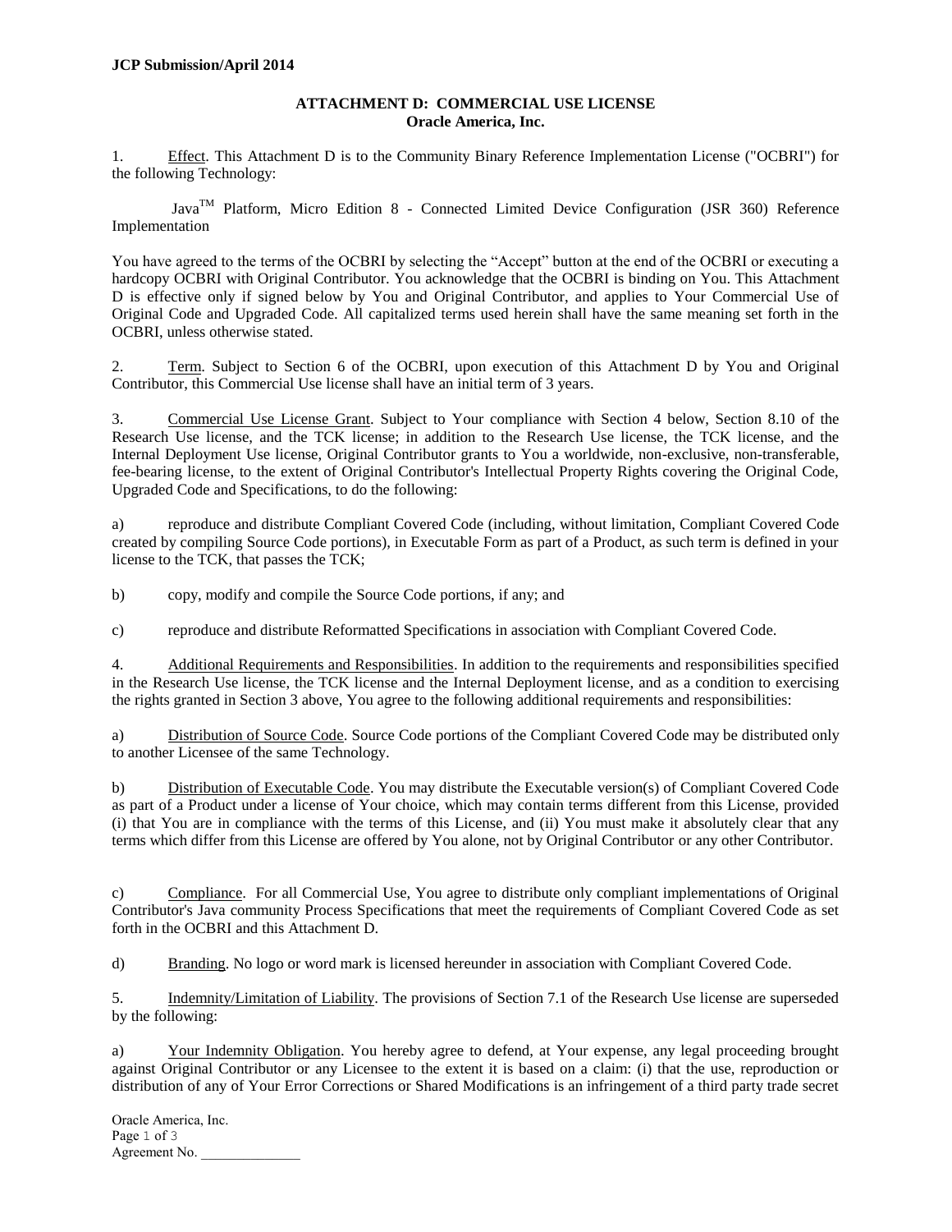JCP Submission/April 2014

## ATTACHMENT D: COMMERCIAL USE LICENSE
### Oracle America, Inc.

1. Effect. This Attachment D is to the Community Binary Reference Implementation License ("OCBRI") for the following Technology:

Java™ Platform, Micro Edition 8 - Connected Limited Device Configuration (JSR 360) Reference Implementation

You have agreed to the terms of the OCBRI by selecting the "Accept" button at the end of the OCBRI or executing a hardcopy OCBRI with Original Contributor. You acknowledge that the OCBRI is binding on You. This Attachment D is effective only if signed below by You and Original Contributor, and applies to Your Commercial Use of Original Code and Upgraded Code. All capitalized terms used herein shall have the same meaning set forth in the OCBRI, unless otherwise stated.

2. Term. Subject to Section 6 of the OCBRI, upon execution of this Attachment D by You and Original Contributor, this Commercial Use license shall have an initial term of 3 years.

3. Commercial Use License Grant. Subject to Your compliance with Section 4 below, Section 8.10 of the Research Use license, and the TCK license; in addition to the Research Use license, the TCK license, and the Internal Deployment Use license, Original Contributor grants to You a worldwide, non-exclusive, non-transferable, fee-bearing license, to the extent of Original Contributor's Intellectual Property Rights covering the Original Code, Upgraded Code and Specifications, to do the following:

a) reproduce and distribute Compliant Covered Code (including, without limitation, Compliant Covered Code created by compiling Source Code portions), in Executable Form as part of a Product, as such term is defined in your license to the TCK, that passes the TCK;

b) copy, modify and compile the Source Code portions, if any; and

c) reproduce and distribute Reformatted Specifications in association with Compliant Covered Code.

4. Additional Requirements and Responsibilities. In addition to the requirements and responsibilities specified in the Research Use license, the TCK license and the Internal Deployment license, and as a condition to exercising the rights granted in Section 3 above, You agree to the following additional requirements and responsibilities:

a) Distribution of Source Code. Source Code portions of the Compliant Covered Code may be distributed only to another Licensee of the same Technology.

b) Distribution of Executable Code. You may distribute the Executable version(s) of Compliant Covered Code as part of a Product under a license of Your choice, which may contain terms different from this License, provided (i) that You are in compliance with the terms of this License, and (ii) You must make it absolutely clear that any terms which differ from this License are offered by You alone, not by Original Contributor or any other Contributor.

c) Compliance. For all Commercial Use, You agree to distribute only compliant implementations of Original Contributor's Java community Process Specifications that meet the requirements of Compliant Covered Code as set forth in the OCBRI and this Attachment D.

d) Branding. No logo or word mark is licensed hereunder in association with Compliant Covered Code.

5. Indemnity/Limitation of Liability. The provisions of Section 7.1 of the Research Use license are superseded by the following:

a) Your Indemnity Obligation. You hereby agree to defend, at Your expense, any legal proceeding brought against Original Contributor or any Licensee to the extent it is based on a claim: (i) that the use, reproduction or distribution of any of Your Error Corrections or Shared Modifications is an infringement of a third party trade secret

Oracle America, Inc.

Agreement No. ______________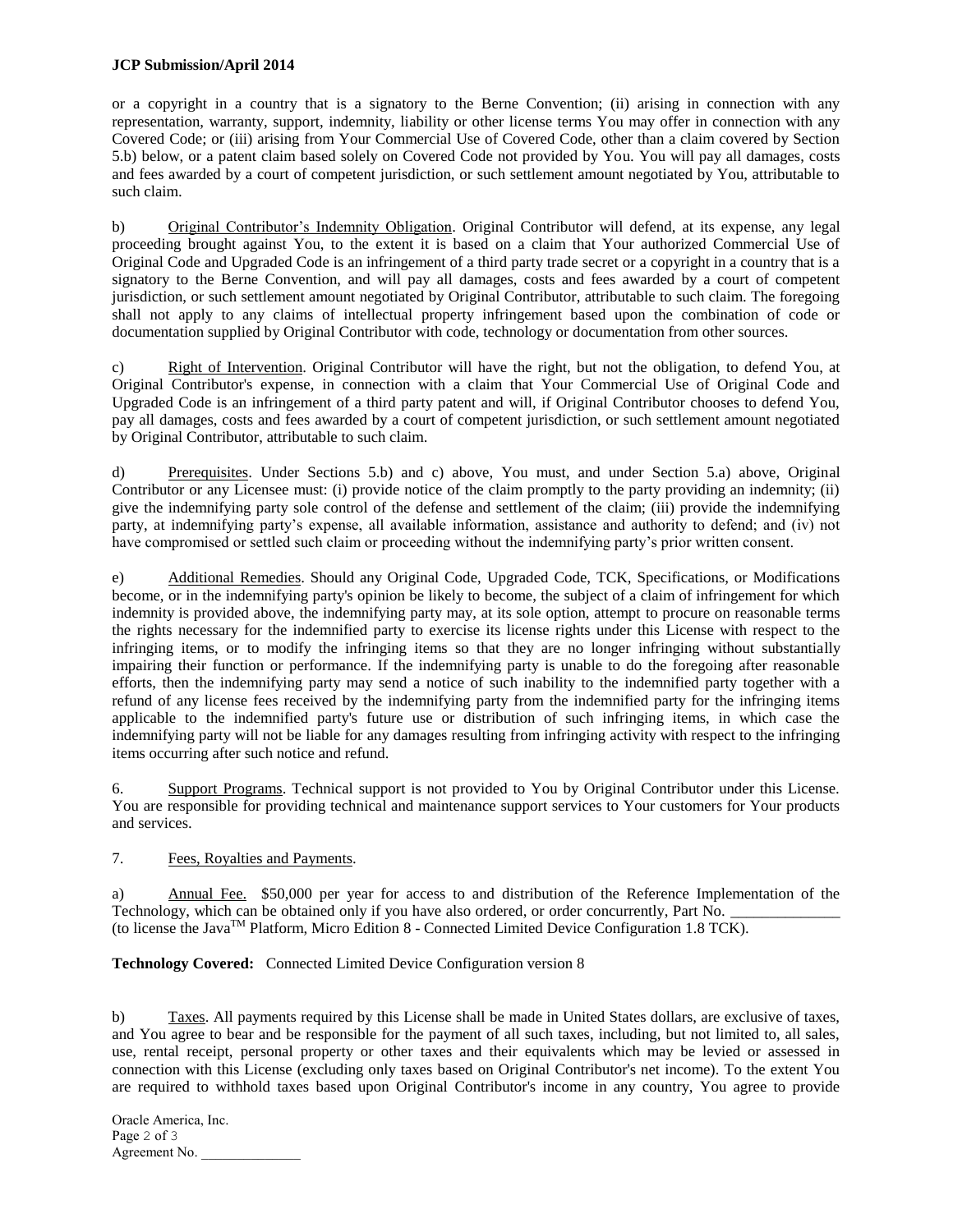or a copyright in a country that is a signatory to the Berne Convention; (ii) arising in connection with any representation, warranty, support, indemnity, liability or other license terms You may offer in connection with any Covered Code; or (iii) arising from Your Commercial Use of Covered Code, other than a claim covered by Section 5.b) below, or a patent claim based solely on Covered Code not provided by You. You will pay all damages, costs and fees awarded by a court of competent jurisdiction, or such settlement amount negotiated by You, attributable to such claim.

b) Original Contributor's Indemnity Obligation. Original Contributor will defend, at its expense, any legal proceeding brought against You, to the extent it is based on a claim that Your authorized Commercial Use of Original Code and Upgraded Code is an infringement of a third party trade secret or a copyright in a country that is a signatory to the Berne Convention, and will pay all damages, costs and fees awarded by a court of competent jurisdiction, or such settlement amount negotiated by Original Contributor, attributable to such claim. The foregoing shall not apply to any claims of intellectual property infringement based upon the combination of code or documentation supplied by Original Contributor with code, technology or documentation from other sources.

c) Right of Intervention. Original Contributor will have the right, but not the obligation, to defend You, at Original Contributor's expense, in connection with a claim that Your Commercial Use of Original Code and Upgraded Code is an infringement of a third party patent and will, if Original Contributor chooses to defend You, pay all damages, costs and fees awarded by a court of competent jurisdiction, or such settlement amount negotiated by Original Contributor, attributable to such claim.

d) Prerequisites. Under Sections 5.b) and c) above, You must, and under Section 5.a) above, Original Contributor or any Licensee must: (i) provide notice of the claim promptly to the party providing an indemnity; (ii) give the indemnifying party sole control of the defense and settlement of the claim; (iii) provide the indemnifying party, at indemnifying party's expense, all available information, assistance and authority to defend; and (iv) not have compromised or settled such claim or proceeding without the indemnifying party's prior written consent.

e) Additional Remedies. Should any Original Code, Upgraded Code, TCK, Specifications, or Modifications become, or in the indemnifying party's opinion be likely to become, the subject of a claim of infringement for which indemnity is provided above, the indemnifying party may, at its sole option, attempt to procure on reasonable terms the rights necessary for the indemnified party to exercise its license rights under this License with respect to the infringing items, or to modify the infringing items so that they are no longer infringing without substantially impairing their function or performance. If the indemnifying party is unable to do the foregoing after reasonable efforts, then the indemnifying party may send a notice of such inability to the indemnified party together with a refund of any license fees received by the indemnifying party from the indemnified party for the infringing items applicable to the indemnified party's future use or distribution of such infringing items, in which case the indemnifying party will not be liable for any damages resulting from infringing activity with respect to the infringing items occurring after such notice and refund.

6. Support Programs. Technical support is not provided to You by Original Contributor under this License. You are responsible for providing technical and maintenance support services to Your customers for Your products and services.

7. Fees, Royalties and Payments.

a) Annual Fee. $50,000 per year for access to and distribution of the Reference Implementation of the Technology, which can be obtained only if you have also ordered, or order concurrently, Part No. ______________ (to license the Java™ Platform, Micro Edition 8 - Connected Limited Device Configuration 1.8 TCK).

**Technology Covered:** Connected Limited Device Configuration version 8

b) Taxes. All payments required by this License shall be made in United States dollars, are exclusive of taxes, and You agree to bear and be responsible for the payment of all such taxes, including, but not limited to, all sales, use, rental receipt, personal property or other taxes and their equivalents which may be levied or assessed in connection with this License (excluding only taxes based on Original Contributor's net income). To the extent You are required to withhold taxes based upon Original Contributor's income in any country, You agree to provide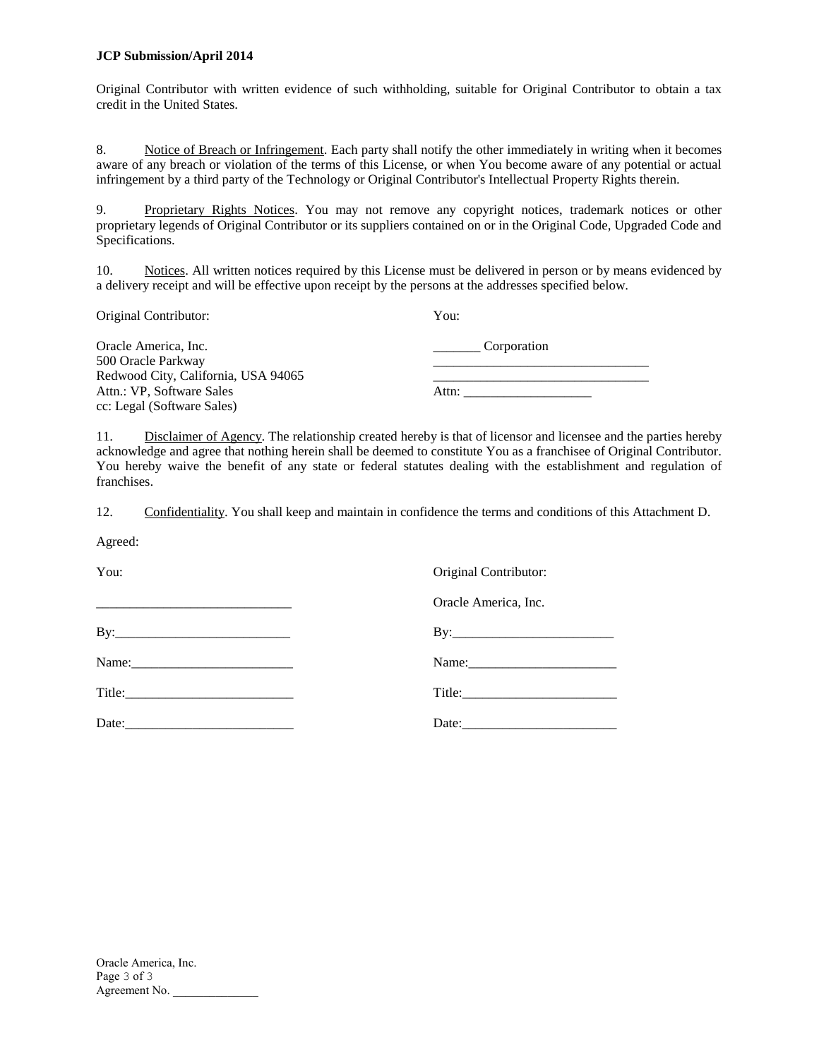Original Contributor with written evidence of such withholding, suitable for Original Contributor to obtain a tax credit in the United States.

8. Notice of Breach or Infringement. Each party shall notify the other immediately in writing when it becomes aware of any breach or violation of the terms of this License, or when You become aware of any potential or actual infringement by a third party of the Technology or Original Contributor's Intellectual Property Rights therein.

9. Proprietary Rights Notices. You may not remove any copyright notices, trademark notices or other proprietary legends of Original Contributor or its suppliers contained on or in the Original Code, Upgraded Code and Specifications.

10. Notices. All written notices required by this License must be delivered in person or by means evidenced by a delivery receipt and will be effective upon receipt by the persons at the addresses specified below.

| Original Contributor: | You: |
|---|---|
| Oracle America, Inc.<br>500 Oracle Parkway<br>Redwood City, California, USA 94065<br>Attn.: VP, Software Sales<br>cc: Legal (Software Sales) | _______ Corporation<br>________________________________<br>________________________________<br>Attn: ____________________ |

11. Disclaimer of Agency. The relationship created hereby is that of licensor and licensee and the parties hereby acknowledge and agree that nothing herein shall be deemed to constitute You as a franchisee of Original Contributor. You hereby waive the benefit of any state or federal statutes dealing with the establishment and regulation of franchises.

12. Confidentiality. You shall keep and maintain in confidence the terms and conditions of this Attachment D.

Agreed:

| You: | Original Contributor: |
|---|---|
| _____________________________ | Oracle America, Inc. |
| By:__________________________ | By:________________________ |
| Name:________________________ | Name:______________________ |
| Title:_________________________ | Title:_______________________ |
| Date:_________________________ | Date:_______________________ |

Oracle America, Inc.
Agreement No. ______________